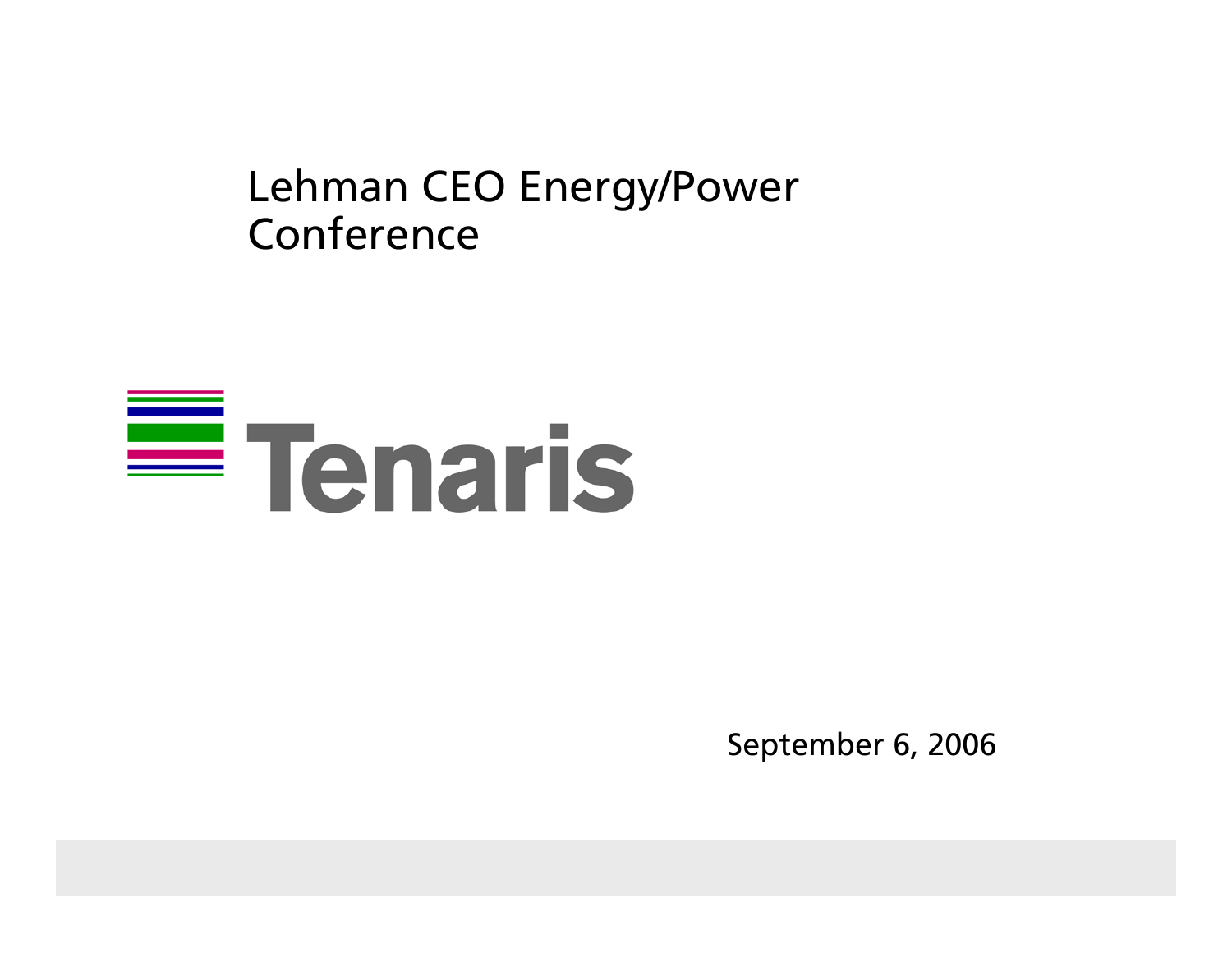# Lehman CEO Energy/Power Conference

Tenaris

September 6, 2006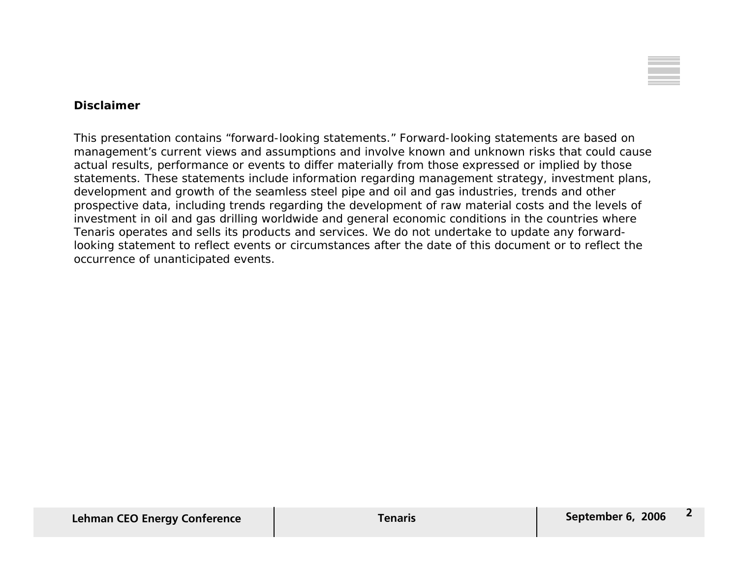## Disclaimer

This presentation contains “forward-looking statements.” Forward-looking statements are based on management’s current views and assumptions and involve known and unknown risks that could cause actual results, performance or events to differ materially from those expressed or implied by those statements. These statements include information regarding management strategy, investment plans, development and growth of the seamless steel pipe and oil and gas industries, trends and other prospective data, including trends regarding the development of raw material costs and the levels of investment in oil and gas drilling worldwide and general economic conditions in the countries where Tenaris operates and sells its products and services. We do not undertake to update any forward-looking statement to reflect events or circumstances after the date of this document or to reflect the occurrence of unanticipated events.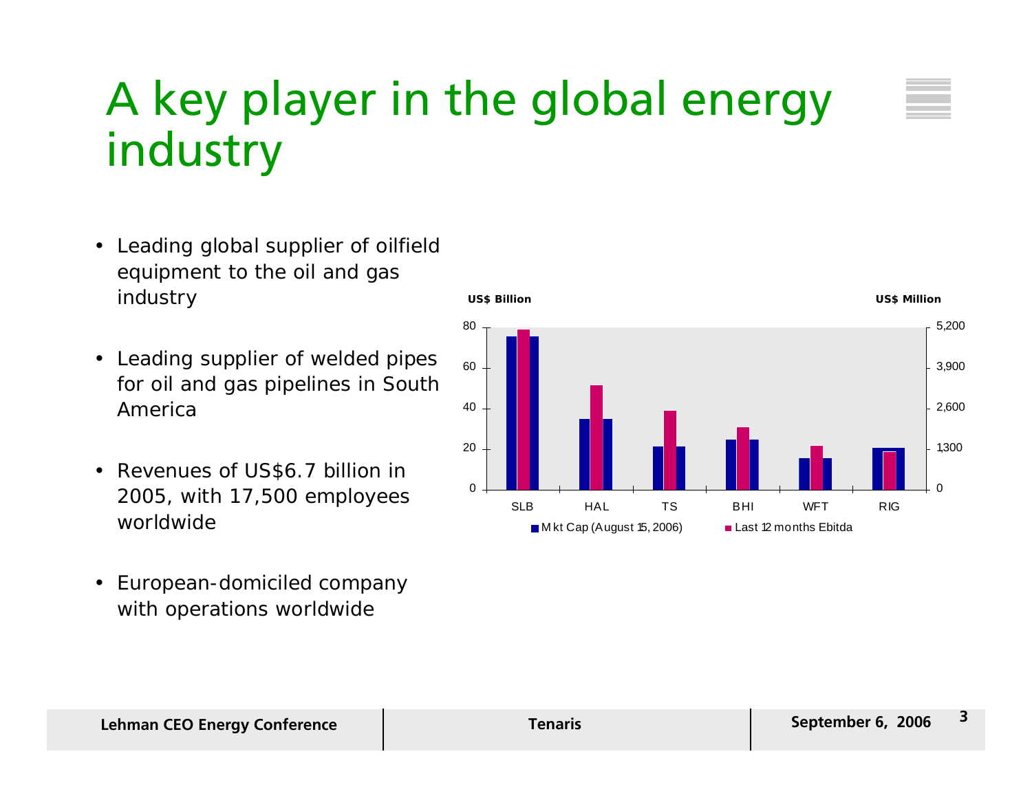# A key player in the global energy industry

- Leading global supplier of oilfield equipment to the oil and gas industry
- Leading supplier of welded pipes for oil and gas pipelines in South America
- Revenues of US$6.7 billion in 2005, with 17,500 employees worldwide
- European-domiciled company with operations worldwide

US$ Billion | US$ Million

SLB, HAL, TS, BHI, WFT, RIG

■ Mkt Cap (August 15, 2006) ■ Last 12 months Ebitda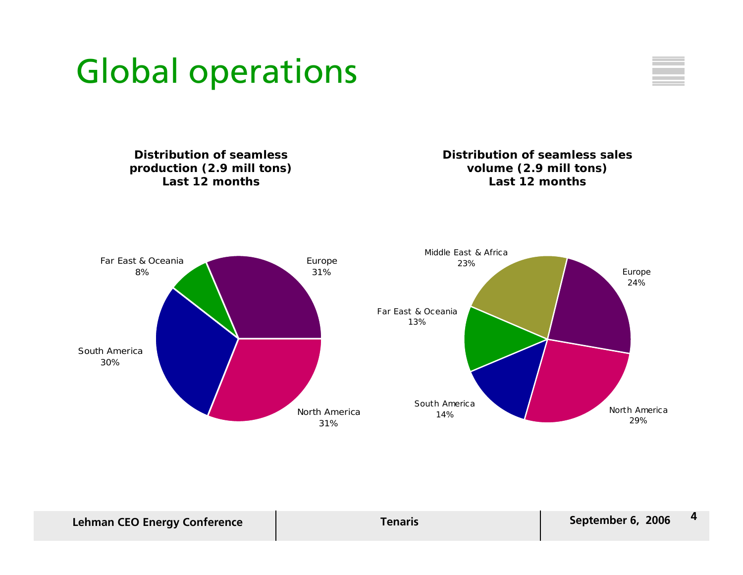# Global operations

**Distribution of seamless production (2.9 mill tons) Last 12 months**

| Region | Share |
|---|---|
| Europe | 31% |
| North America | 31% |
| South America | 30% |
| Far East & Oceania | 8% |

**Distribution of seamless sales volume (2.9 mill tons) Last 12 months**

| Region | Share |
|---|---|
| Europe | 24% |
| North America | 29% |
| South America | 14% |
| Far East & Oceania | 13% |
| Middle East & Africa | 23% |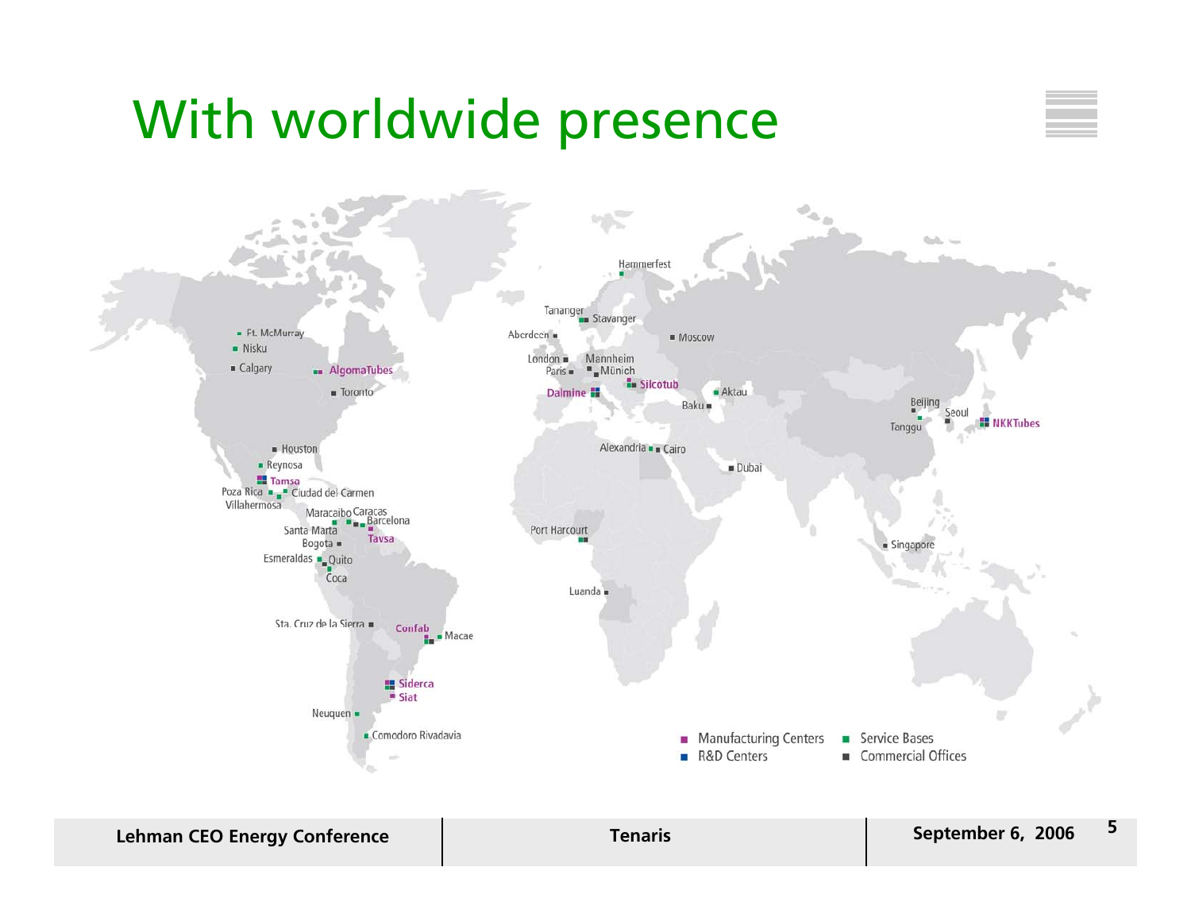# With worldwide presence

Hammerfest
Tananger
Stavanger
Aberdeen
Moscow
London
Paris
Mannheim
München
Silcotub
Dalmine
Aktau
Baku
Ft. McMurray
Nisku
Calgary
AlgomaTubes
Toronto
Beijing
Seoul
Tanggu
NKKTubes
Houston
Reynosa
Tamsa
Poza Rica
Ciudad del Carmen
Villahermosa
Alexandria
Cairo
Dubai
Maracaibo
Caracas
Barcelona
Santa Marta
Tavsa
Bogota
Port Harcourt
Singapore
Esmeraldas
Quito
Coca
Luanda
Sta. Cruz de la Sierra
Confab
Macae
Siderca
Siat
Neuquen
Comodoro Rivadavia

- Manufacturing Centers
- R&D Centers
- Service Bases
- Commercial Offices

Lehman CEO Energy Conference | Tenaris | September 6, 2006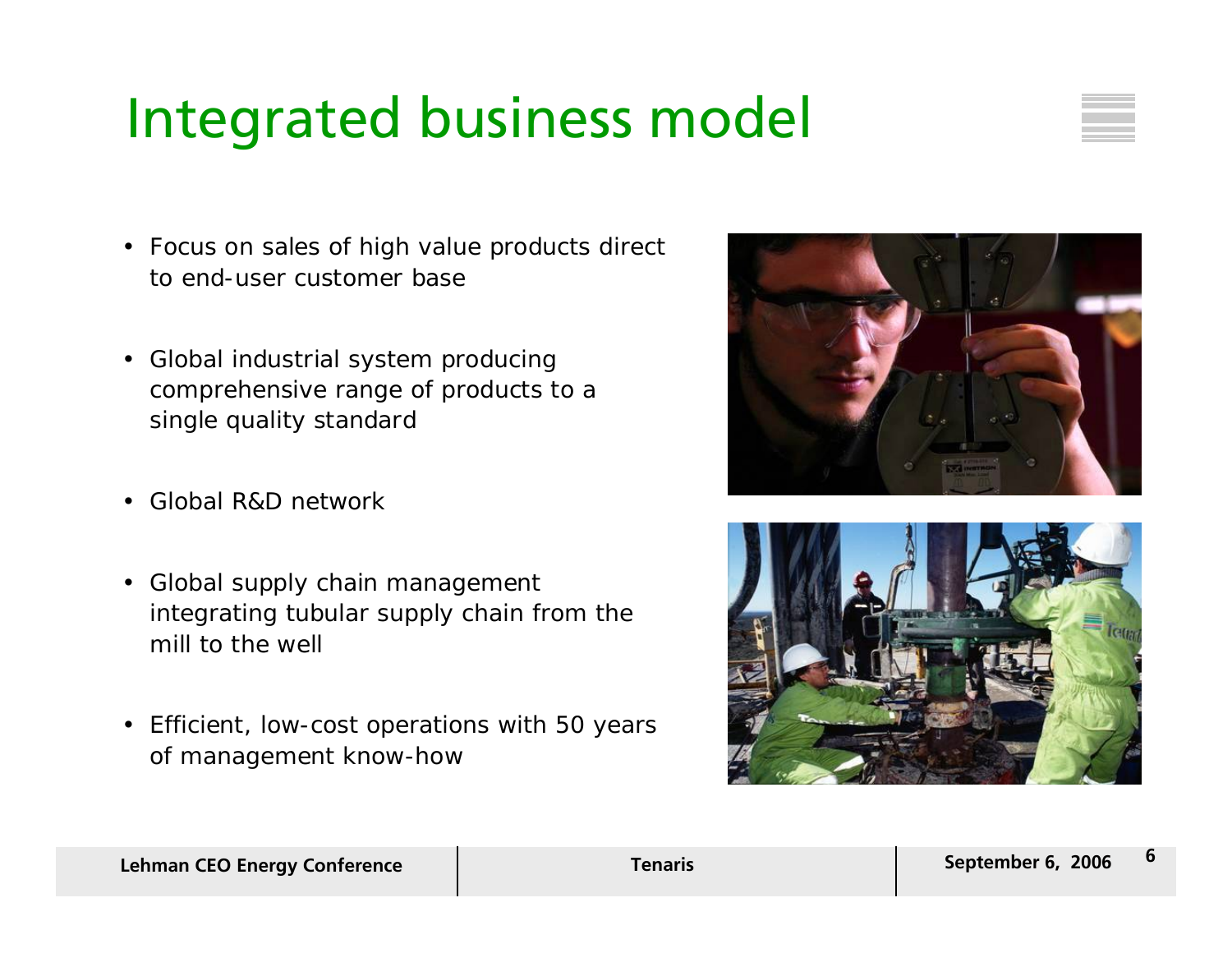# Integrated business model

- Focus on sales of high value products direct to end-user customer base
- Global industrial system producing comprehensive range of products to a single quality standard
- Global R&D network
- Global supply chain management integrating tubular supply chain from the mill to the well
- Efficient, low-cost operations with 50 years of management know-how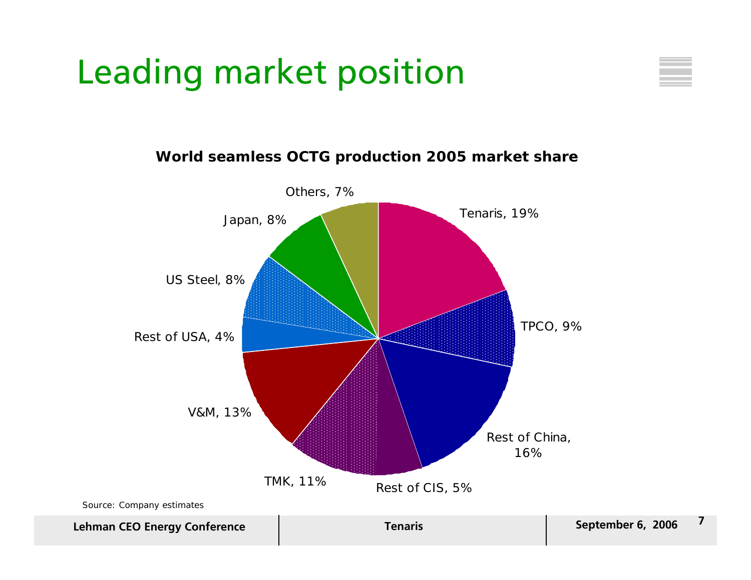# Leading market position

**World seamless OCTG production 2005 market share**

| Company | Market share |
|---|---|
| Tenaris | 19% |
| TPCO | 9% |
| Rest of China | 16% |
| Rest of CIS | 5% |
| TMK | 11% |
| V&M | 13% |
| Rest of USA | 4% |
| US Steel | 8% |
| Japan | 8% |
| Others | 7% |

Source: Company estimates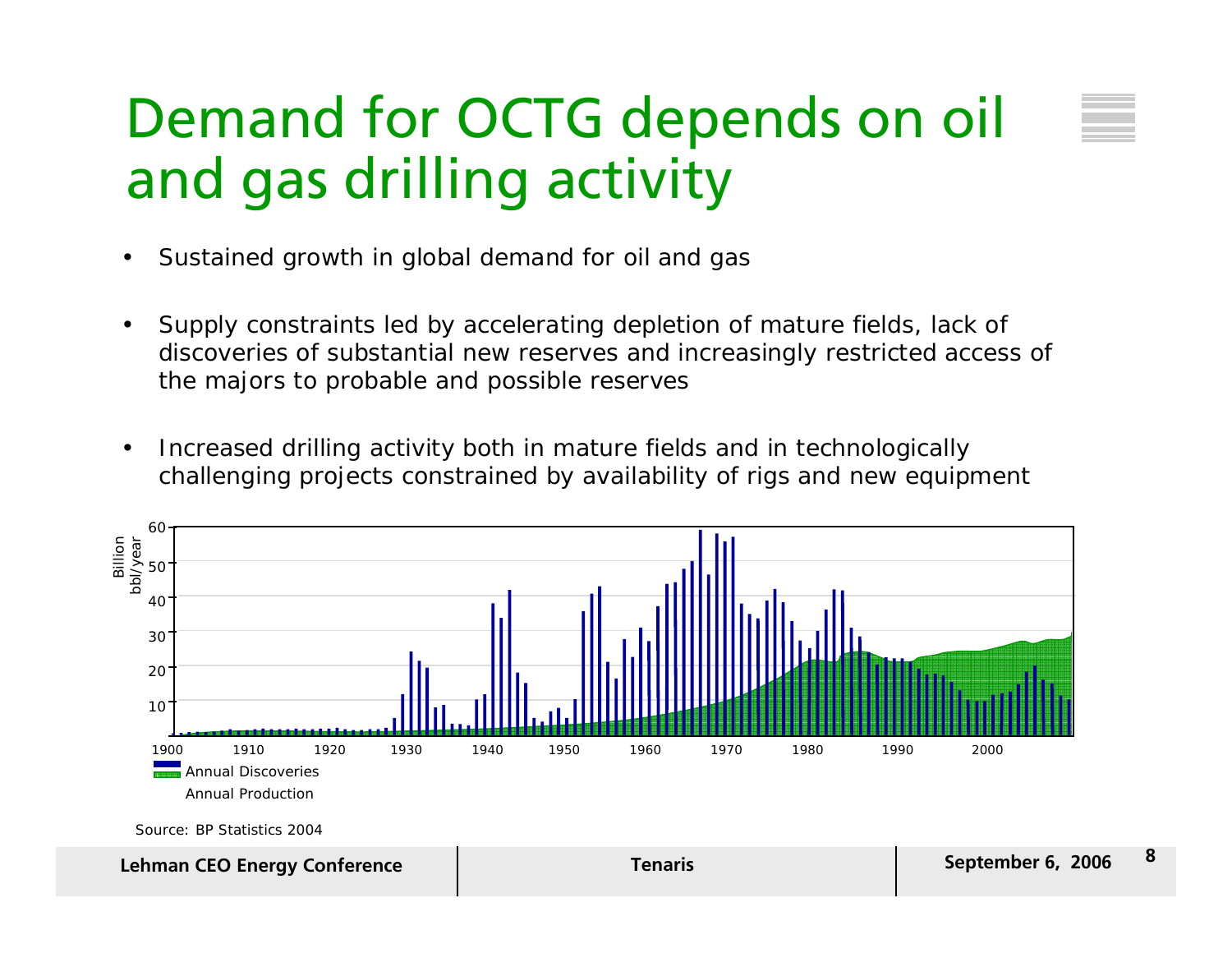# Demand for OCTG depends on oil and gas drilling activity

- Sustained growth in global demand for oil and gas
- Supply constraints led by accelerating depletion of mature fields, lack of discoveries of substantial new reserves and increasingly restricted access of the majors to probable and possible reserves
- Increased drilling activity both in mature fields and in technologically challenging projects constrained by availability of rigs and new equipment

Billion bbl/year

Annual Discoveries

Annual Production

Source: BP Statistics 2004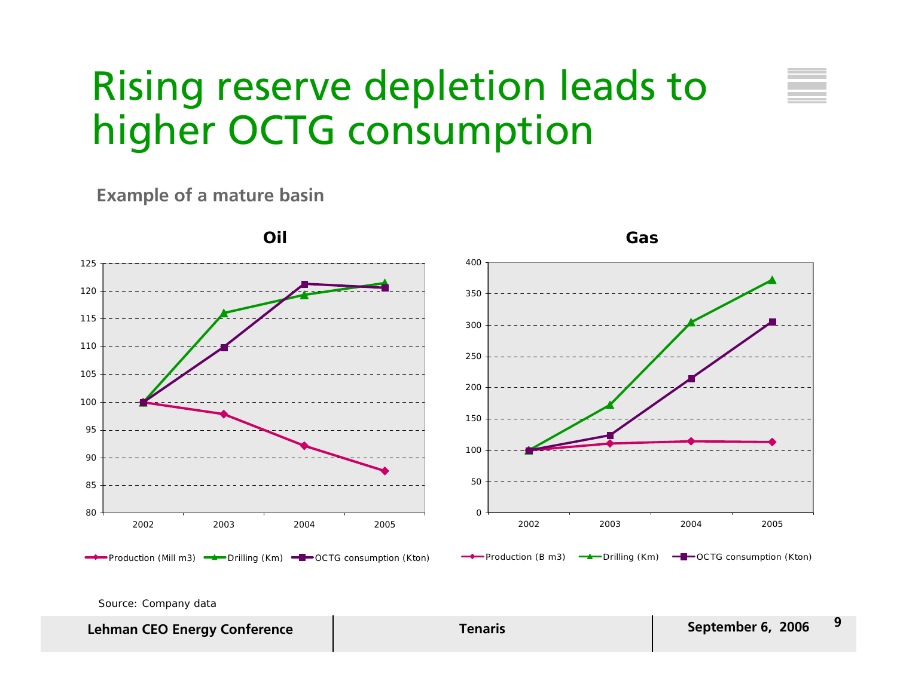# Rising reserve depletion leads to higher OCTG consumption

**Example of a mature basin**

**Oil**

Production (Mill m3) — Drilling (Km) — OCTG consumption (Kton)

**Gas**

Production (B m3) — Drilling (Km) — OCTG consumption (Kton)

Source: Company data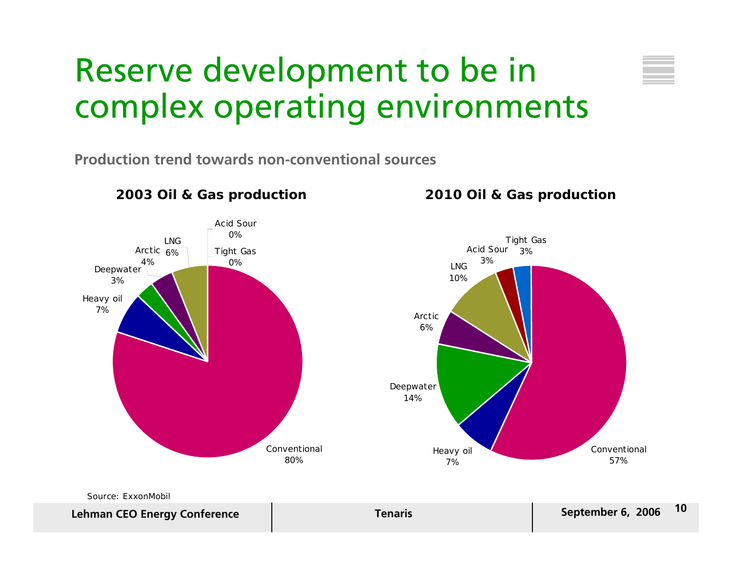# Reserve development to be in complex operating environments

**Production trend towards non-conventional sources**

**2003 Oil & Gas production**

| Source | Share |
| --- | --- |
| Conventional | 80% |
| Heavy oil | 7% |
| Deepwater | 3% |
| Arctic | 4% |
| LNG | 6% |
| Acid Sour | 0% |
| Tight Gas | 0% |

**2010 Oil & Gas production**

| Source | Share |
| --- | --- |
| Conventional | 57% |
| Heavy oil | 7% |
| Deepwater | 14% |
| Arctic | 6% |
| LNG | 10% |
| Acid Sour | 3% |
| Tight Gas | 3% |

Source: ExxonMobil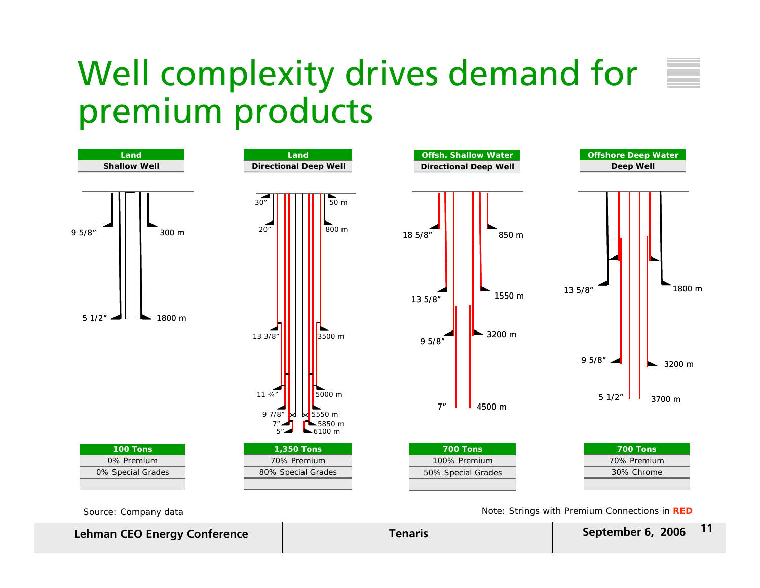# Well complexity drives demand for premium products

| | Land | Land | Offsh. Shallow Water | Offshore Deep Water |
|---|---|---|---|---|
| | Shallow Well | Directional Deep Well | Directional Deep Well | Deep Well |
| Casing strings | 9 5/8" – 300 m; 5 1/2" – 1800 m | 30" – 50 m; 20" – 800 m; 13 3/8" – 3500 m; 11 ¾" – 5000 m; 9 7/8" – 5550 m; 7" – 5850 m; 5" – 6100 m | 18 5/8" – 850 m; 13 5/8" – 1550 m; 9 5/8" – 3200 m; 7" – 4500 m | 13 5/8" – 1800 m; 9 5/8" – 3200 m; 5 1/2" – 3700 m |
| Tons | 100 Tons | 1,350 Tons | 700 Tons | 700 Tons |
| Premium | 0% Premium | 70% Premium | 100% Premium | 70% Premium |
| Special Grades / Chrome | 0% Special Grades | 80% Special Grades | 50% Special Grades | 30% Chrome |

Source: Company data

Note: Strings with Premium Connections in **RED**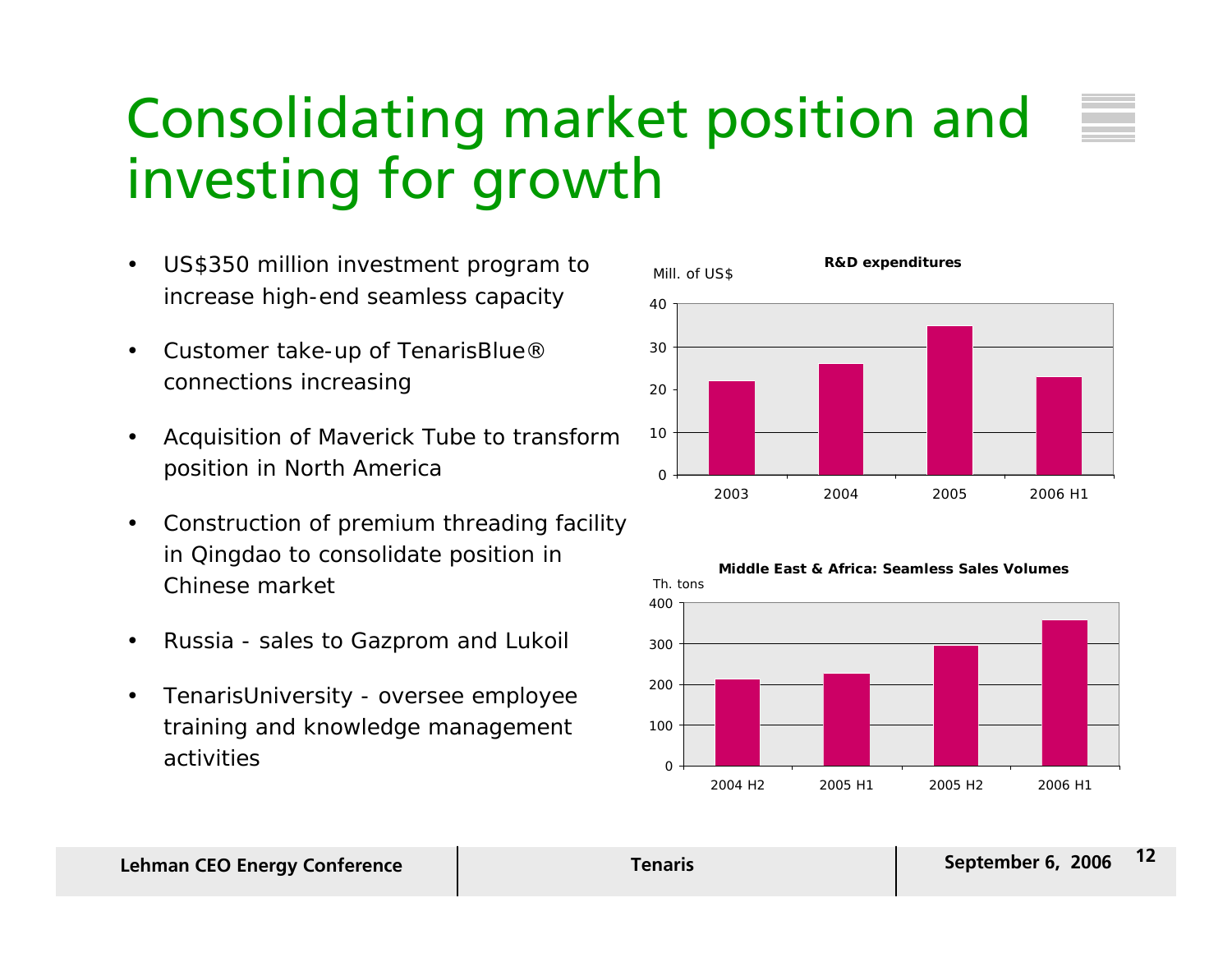# Consolidating market position and investing for growth

- US$350 million investment program to increase high-end seamless capacity
- Customer take-up of TenarisBlue® connections increasing
- Acquisition of Maverick Tube to transform position in North America
- Construction of premium threading facility in Qingdao to consolidate position in Chinese market
- Russia - sales to Gazprom and Lukoil
- TenarisUniversity - oversee employee training and knowledge management activities

**R&D expenditures**

Mill. of US$

| 2003 | 2004 | 2005 | 2006 H1 |
|---|---|---|---|
| 22 | 26 | 35 | 23 |

**Middle East & Africa: Seamless Sales Volumes**

Th. tons

| 2004 H2 | 2005 H1 | 2005 H2 | 2006 H1 |
|---|---|---|---|
| 213 | 227 | 296 | 358 |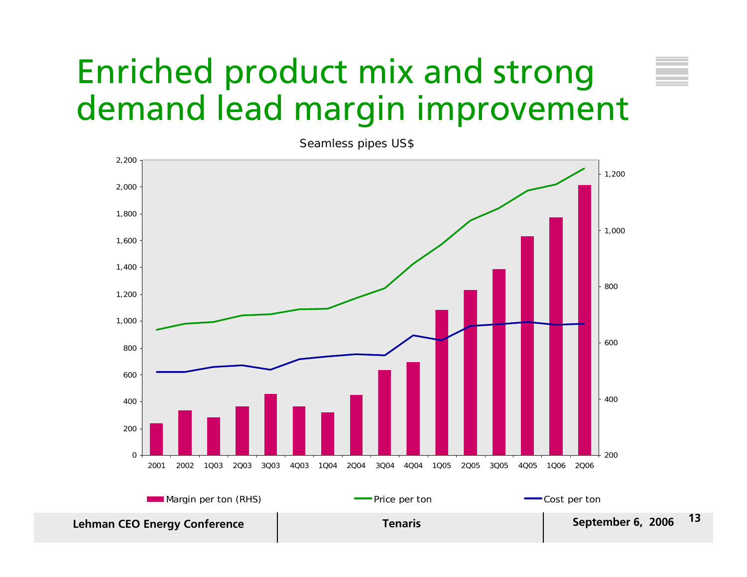# Enriched product mix and strong demand lead margin improvement

Seamless pipes US$

Left axis: 0, 200, 400, 600, 800, 1,000, 1,200, 1,400, 1,600, 1,800, 2,000, 2,200

Right axis: 200, 400, 600, 800, 1,000, 1,200

2001 2002 1Q03 2Q03 3Q03 4Q03 1Q04 2Q04 3Q04 4Q04 1Q05 2Q05 3Q05 4Q05 1Q06 2Q06

Margin per ton (RHS) | Price per ton | Cost per ton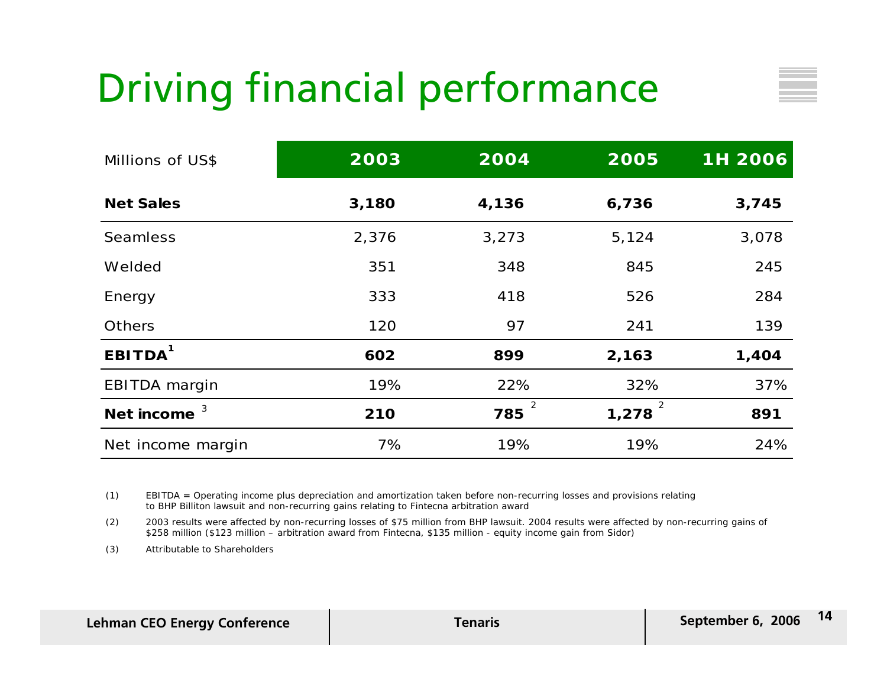# Driving financial performance

| Millions of US$ | 2003 | 2004 | 2005 | 1H 2006 |
|---|---|---|---|---|
| **Net Sales** | **3,180** | **4,136** | **6,736** | **3,745** |
| Seamless | 2,376 | 3,273 | 5,124 | 3,078 |
| Welded | 351 | 348 | 845 | 245 |
| Energy | 333 | 418 | 526 | 284 |
| Others | 120 | 97 | 241 | 139 |
| **EBITDA** [1] | **602** | **899** | **2,163** | **1,404** |
| EBITDA margin | 19% | 22% | 32% | 37% |
| **Net income** [3] | **210** | **785** [2] | **1,278** [2] | **891** |
| Net income margin | 7% | 19% | 19% | 24% |

(1) EBITDA = Operating income plus depreciation and amortization taken before non-recurring losses and provisions relating to BHP Billiton lawsuit and non-recurring gains relating to Fintecna arbitration award

(2) 2003 results were affected by non-recurring losses of $75 million from BHP lawsuit. 2004 results were affected by non-recurring gains of $258 million ($123 million – arbitration award from Fintecna, $135 million - equity income gain from Sidor)

(3) Attributable to Shareholders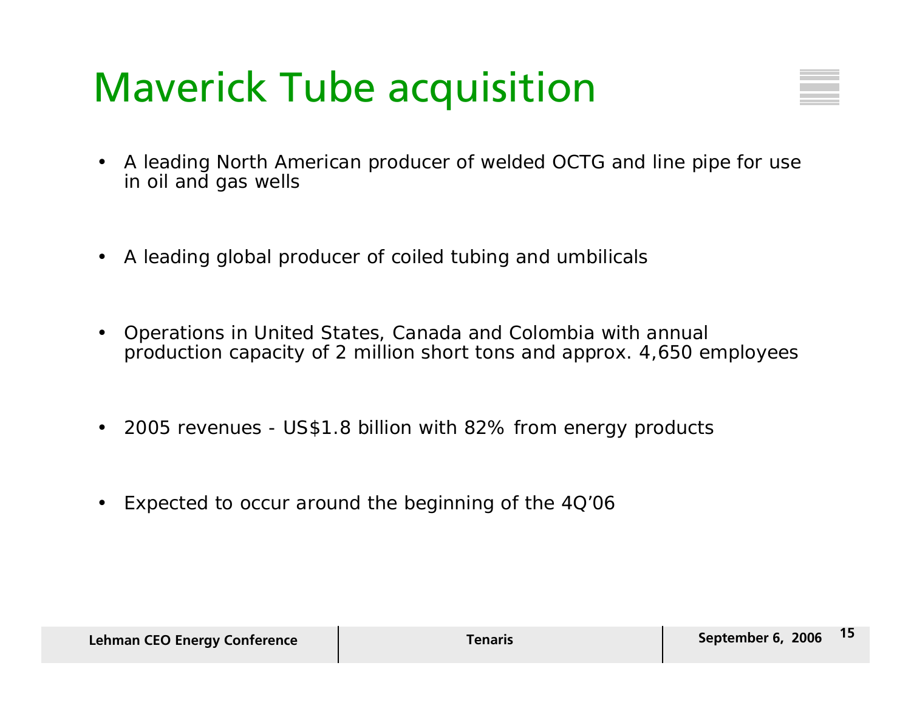# Maverick Tube acquisition

- A leading North American producer of welded OCTG and line pipe for use in oil and gas wells
- A leading global producer of coiled tubing and umbilicals
- Operations in United States, Canada and Colombia with annual production capacity of 2 million short tons and approx. 4,650 employees
- 2005 revenues - US$1.8 billion with 82% from energy products
- Expected to occur around the beginning of the 4Q'06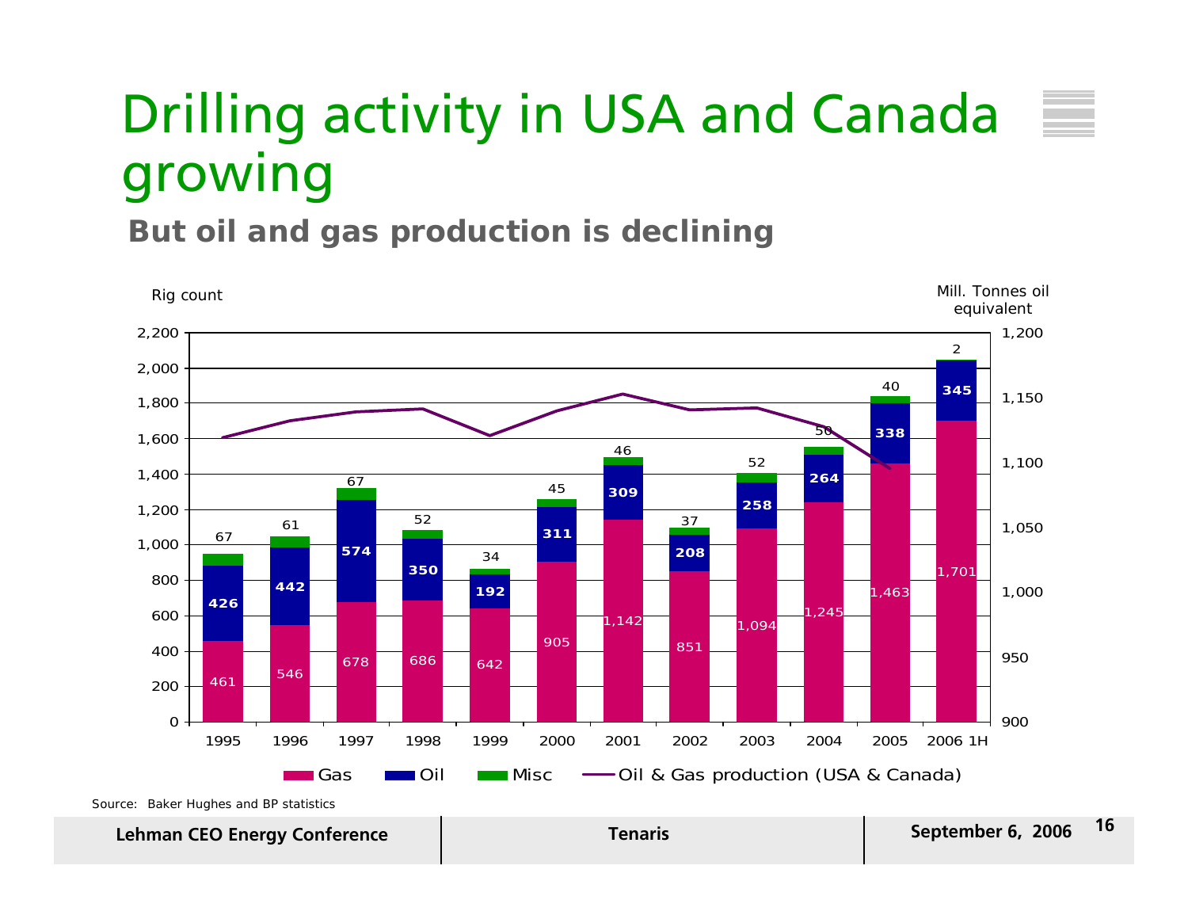# Drilling activity in USA and Canada growing

## But oil and gas production is declining

Rig count (left axis); Mill. Tonnes oil equivalent (right axis)

| Year | Gas | Oil | Misc |
|---|---|---|---|
| 1995 | 461 | 426 | 67 |
| 1996 | 546 | 442 | 61 |
| 1997 | 678 | 574 | 67 |
| 1998 | 686 | 350 | 52 |
| 1999 | 642 | 192 | 34 |
| 2000 | 905 | 311 | 45 |
| 2001 | 1,142 | 309 | 46 |
| 2002 | 851 | 208 | 37 |
| 2003 | 1,094 | 258 | 52 |
| 2004 | 1,245 | 264 | 50 |
| 2005 | 1,463 | 338 | 40 |
| 2006 1H | 1,701 | 345 | 2 |

Legend: Gas, Oil, Misc, Oil & Gas production (USA & Canada)

Source: Baker Hughes and BP statistics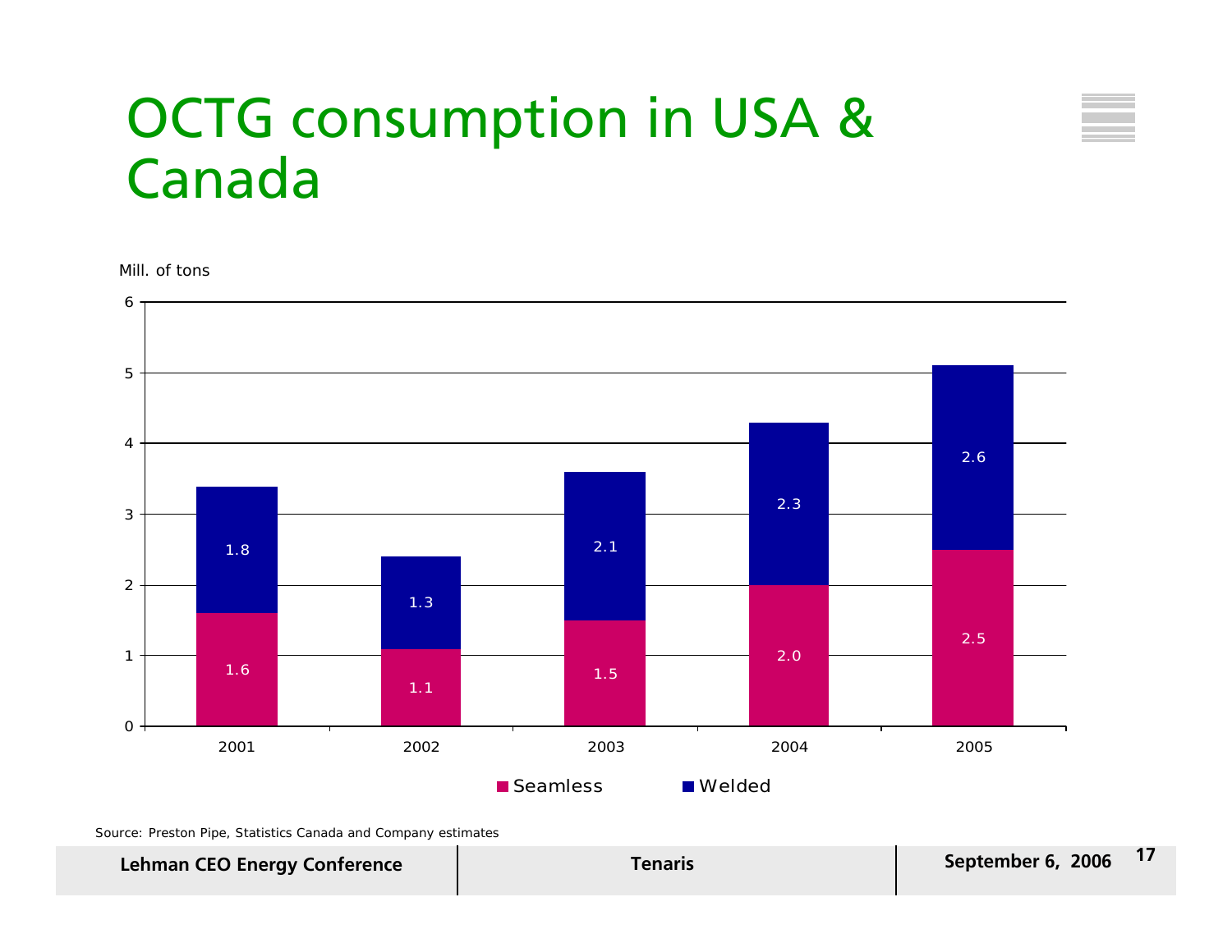# OCTG consumption in USA & Canada

Mill. of tons

| Year | Seamless | Welded |
|---|---|---|
| 2001 | 1.6 | 1.8 |
| 2002 | 1.1 | 1.3 |
| 2003 | 1.5 | 2.1 |
| 2004 | 2.0 | 2.3 |
| 2005 | 2.5 | 2.6 |

Source: Preston Pipe, Statistics Canada and Company estimates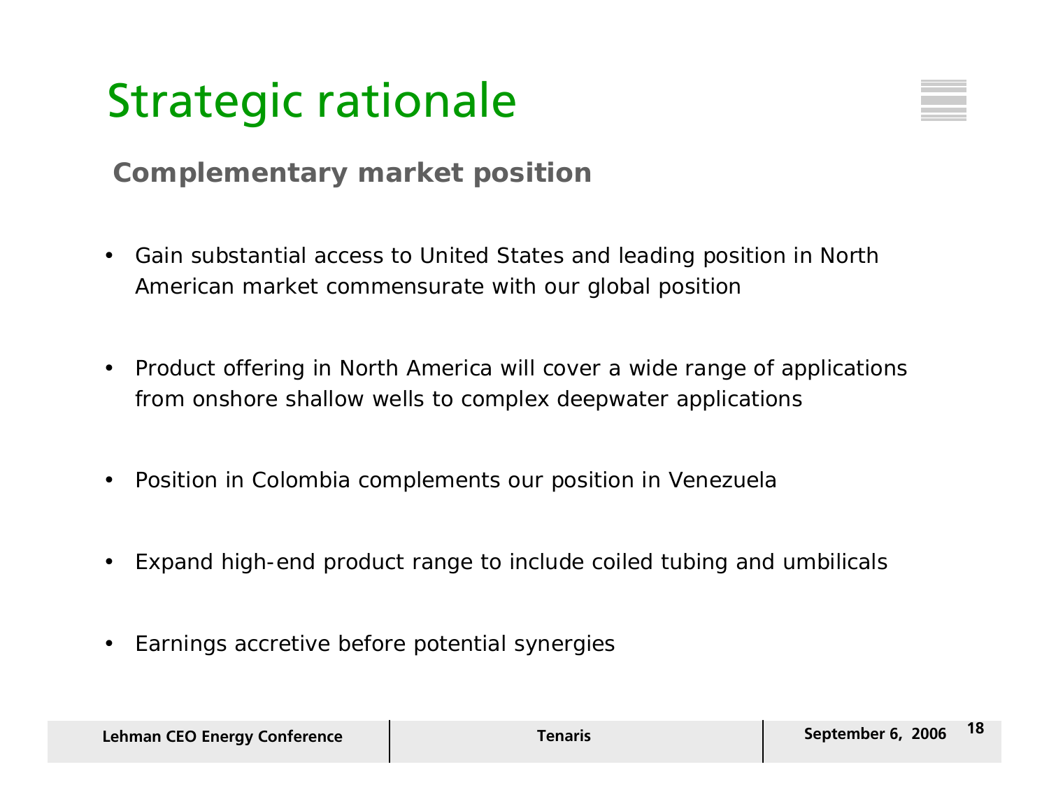# Strategic rationale

## Complementary market position

- Gain substantial access to United States and leading position in North American market commensurate with our global position
- Product offering in North America will cover a wide range of applications from onshore shallow wells to complex deepwater applications
- Position in Colombia complements our position in Venezuela
- Expand high-end product range to include coiled tubing and umbilicals
- Earnings accretive before potential synergies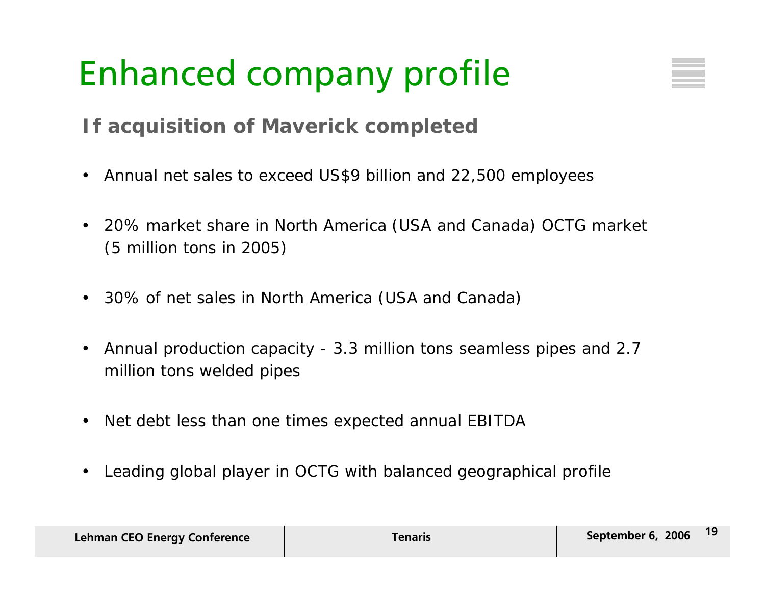# Enhanced company profile

## If acquisition of Maverick completed

- Annual net sales to exceed US$9 billion and 22,500 employees
- 20% market share in North America (USA and Canada) OCTG market (5 million tons in 2005)
- 30% of net sales in North America (USA and Canada)
- Annual production capacity - 3.3 million tons seamless pipes and 2.7 million tons welded pipes
- Net debt less than one times expected annual EBITDA
- Leading global player in OCTG with balanced geographical profile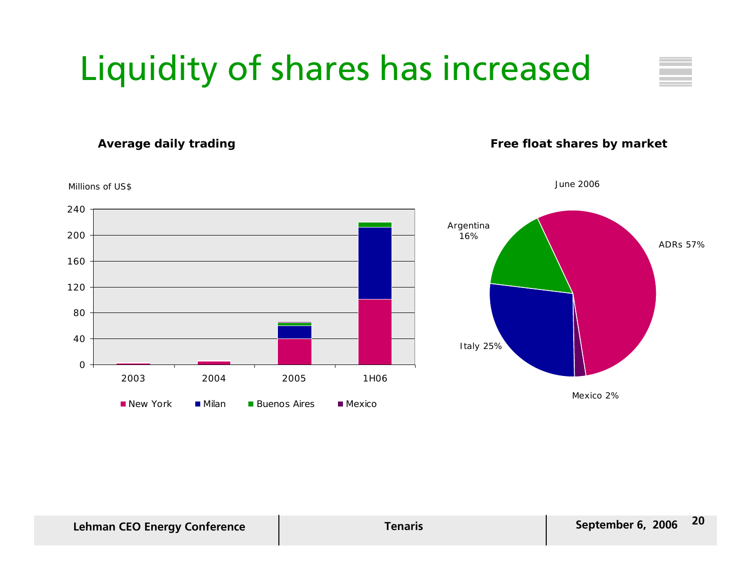# Liquidity of shares has increased

**Average daily trading**

Millions of US$

240
200
160
120
80
40
0

2003 2004 2005 1H06

New York, Milan, Buenos Aires, Mexico

**Free float shares by market**

June 2006

Argentina 16%

ADRs 57%

Italy 25%

Mexico 2%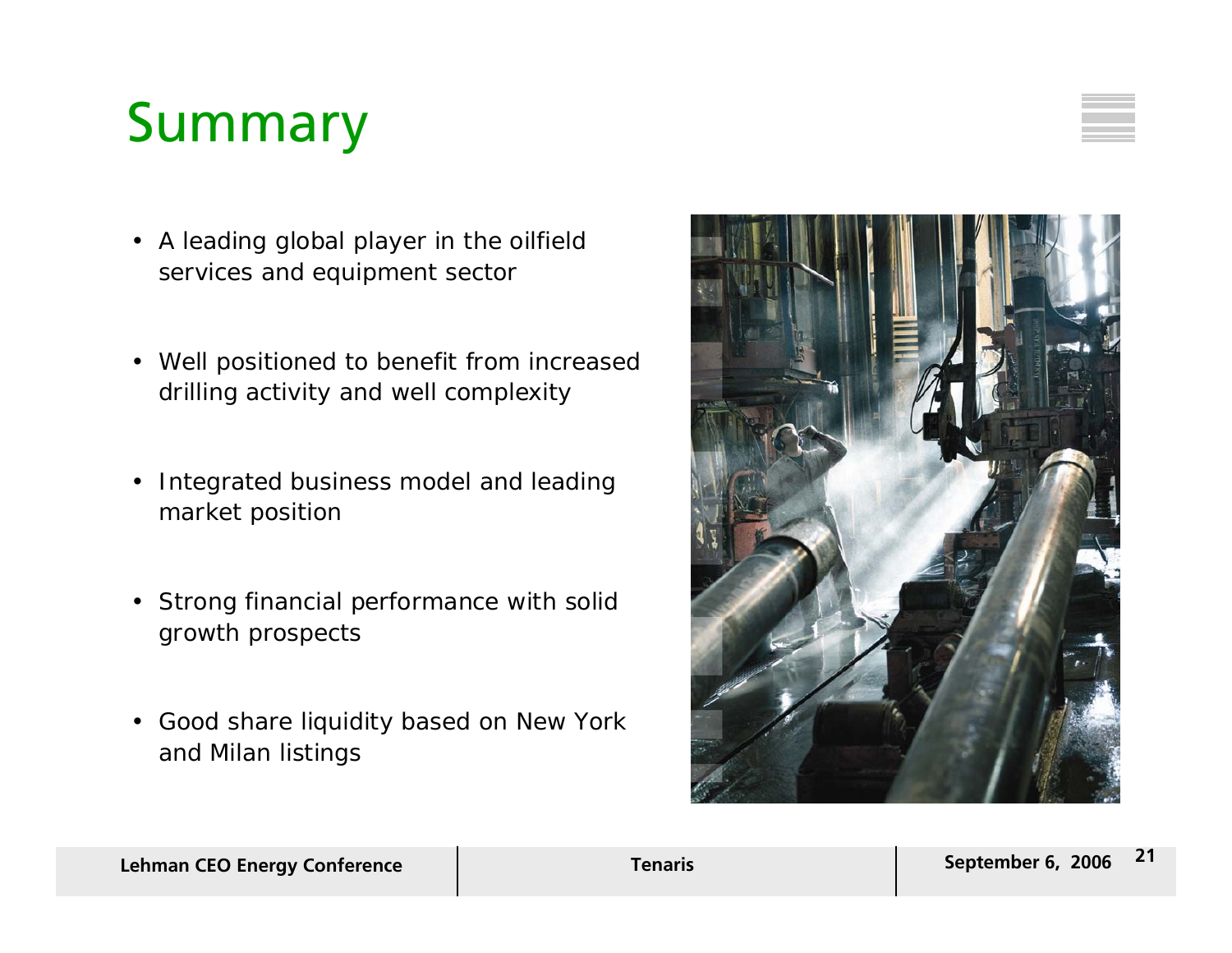# Summary

- A leading global player in the oilfield services and equipment sector
- Well positioned to benefit from increased drilling activity and well complexity
- Integrated business model and leading market position
- Strong financial performance with solid growth prospects
- Good share liquidity based on New York and Milan listings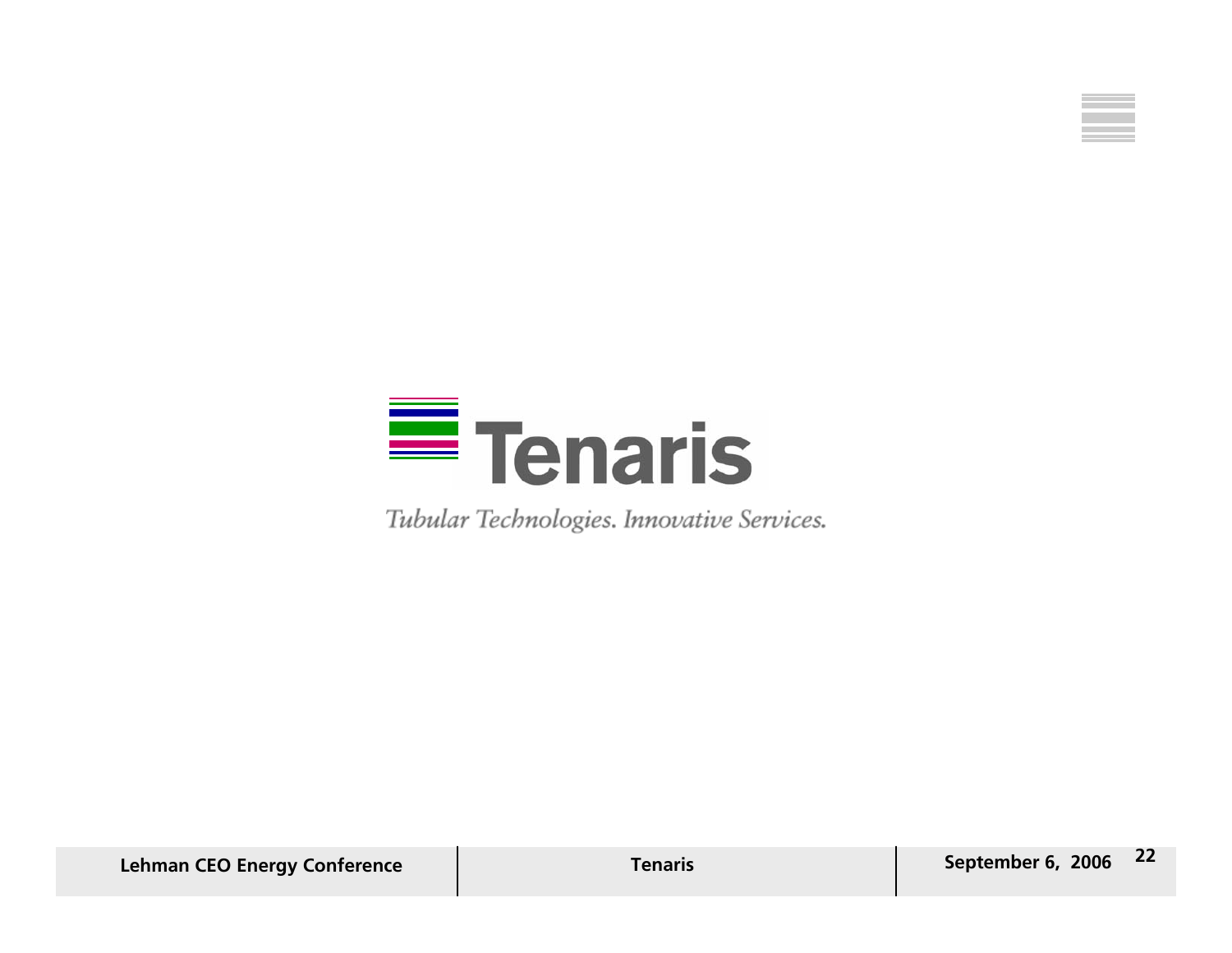Tenaris

*Tubular Technologies. Innovative Services.*